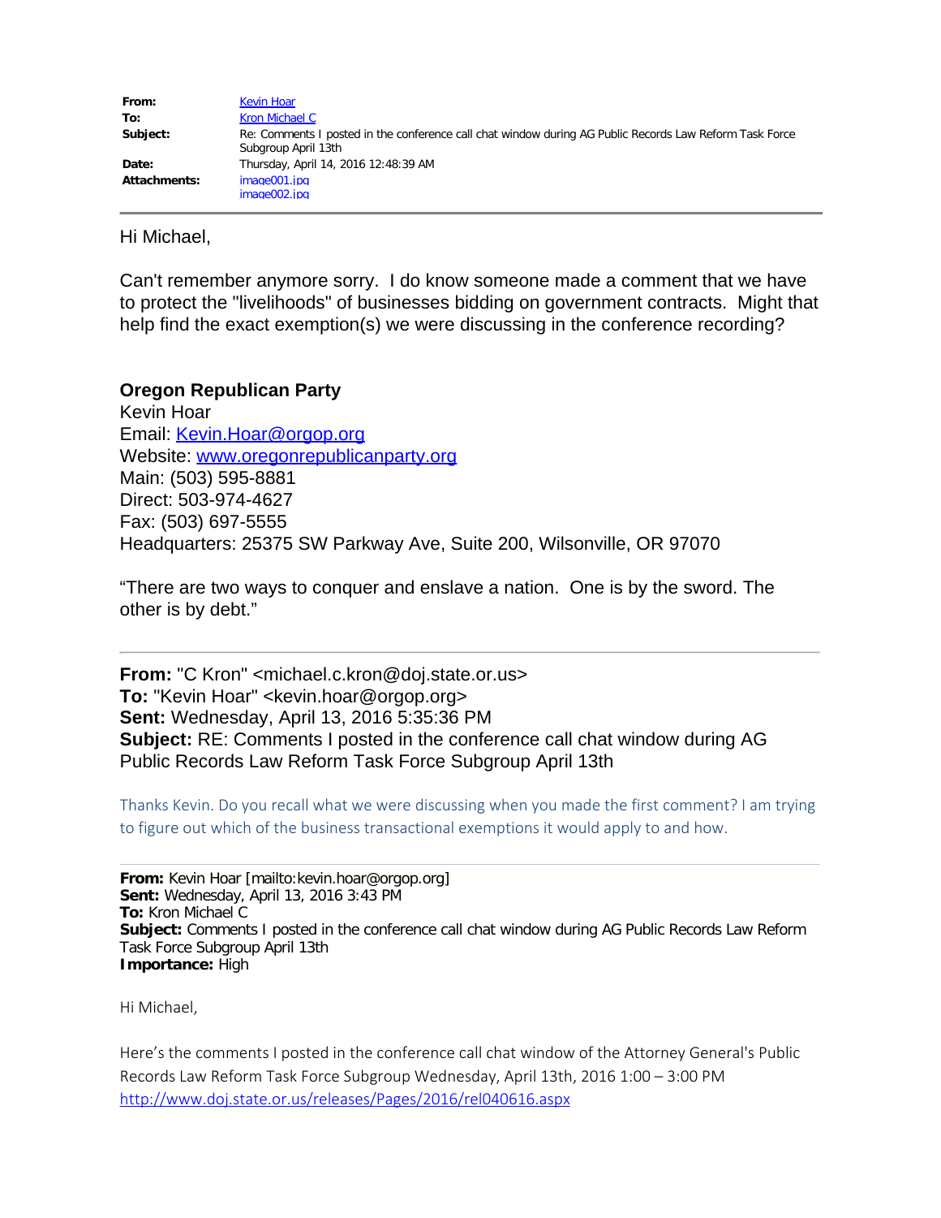| | |
|---|---|
| **From:** | Kevin Hoar |
| **To:** | Kron Michael C |
| **Subject:** | Re: Comments I posted in the conference call chat window during AG Public Records Law Reform Task Force Subgroup April 13th |
| **Date:** | Thursday, April 14, 2016 12:48:39 AM |
| **Attachments:** | image001.jpg<br>image002.jpg |

---

Hi Michael,

Can't remember anymore sorry. I do know someone made a comment that we have to protect the "livelihoods" of businesses bidding on government contracts. Might that help find the exact exemption(s) we were discussing in the conference recording?

**Oregon Republican Party**
Kevin Hoar
Email: Kevin.Hoar@orgop.org
Website: www.oregonrepublicanparty.org
Main: (503) 595-8881
Direct: 503-974-4627
Fax: (503) 697-5555
Headquarters: 25375 SW Parkway Ave, Suite 200, Wilsonville, OR 97070

“There are two ways to conquer and enslave a nation. One is by the sword. The other is by debt.”

---

**From:** "C Kron" <michael.c.kron@doj.state.or.us>
**To:** "Kevin Hoar" <kevin.hoar@orgop.org>
**Sent:** Wednesday, April 13, 2016 5:35:36 PM
**Subject:** RE: Comments I posted in the conference call chat window during AG Public Records Law Reform Task Force Subgroup April 13th

Thanks Kevin. Do you recall what we were discussing when you made the first comment? I am trying to figure out which of the business transactional exemptions it would apply to and how.

---

**From:** Kevin Hoar [mailto:kevin.hoar@orgop.org]
**Sent:** Wednesday, April 13, 2016 3:43 PM
**To:** Kron Michael C
**Subject:** Comments I posted in the conference call chat window during AG Public Records Law Reform Task Force Subgroup April 13th
**Importance:** High

Hi Michael,

Here’s the comments I posted in the conference call chat window of the Attorney General's Public Records Law Reform Task Force Subgroup Wednesday, April 13th, 2016 1:00 – 3:00 PM
http://www.doj.state.or.us/releases/Pages/2016/rel040616.aspx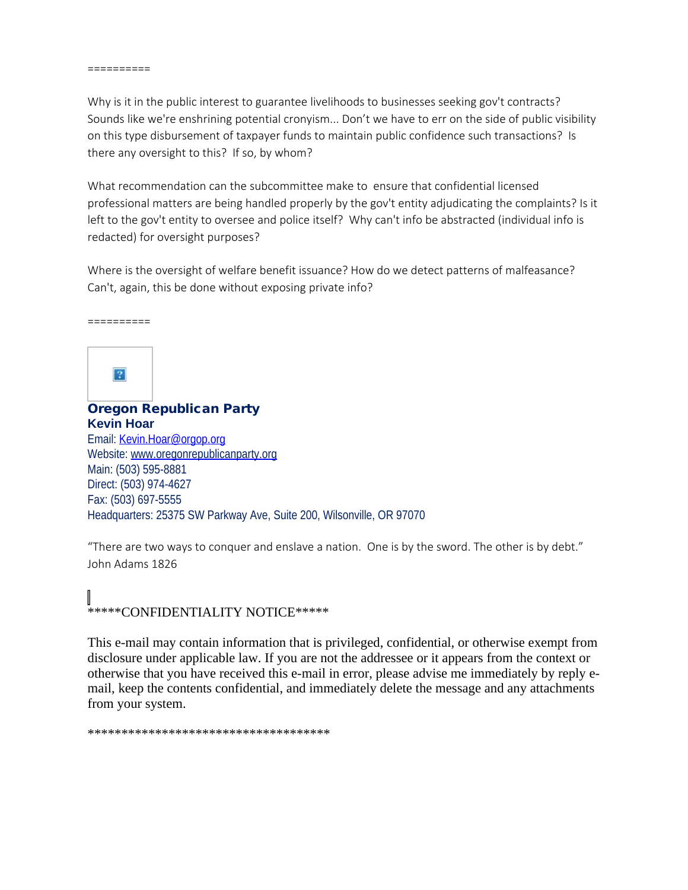==========

Why is it in the public interest to guarantee livelihoods to businesses seeking gov't contracts? Sounds like we're enshrining potential cronyism... Don't we have to err on the side of public visibility on this type disbursement of taxpayer funds to maintain public confidence such transactions? Is there any oversight to this? If so, by whom?

What recommendation can the subcommittee make to ensure that confidential licensed professional matters are being handled properly by the gov't entity adjudicating the complaints? Is it left to the gov't entity to oversee and police itself? Why can't info be abstracted (individual info is redacted) for oversight purposes?

Where is the oversight of welfare benefit issuance? How do we detect patterns of malfeasance? Can't, again, this be done without exposing private info?

==========

**Oregon Republican Party**
**Kevin Hoar**
Email: Kevin.Hoar@orgop.org
Website: www.oregonrepublicanparty.org
Main: (503) 595-8881
Direct: (503) 974-4627
Fax: (503) 697-5555
Headquarters: 25375 SW Parkway Ave, Suite 200, Wilsonville, OR 97070

"There are two ways to conquer and enslave a nation. One is by the sword. The other is by debt."
John Adams 1826

*****CONFIDENTIALITY NOTICE*****

This e-mail may contain information that is privileged, confidential, or otherwise exempt from disclosure under applicable law. If you are not the addressee or it appears from the context or otherwise that you have received this e-mail in error, please advise me immediately by reply e-mail, keep the contents confidential, and immediately delete the message and any attachments from your system.

************************************